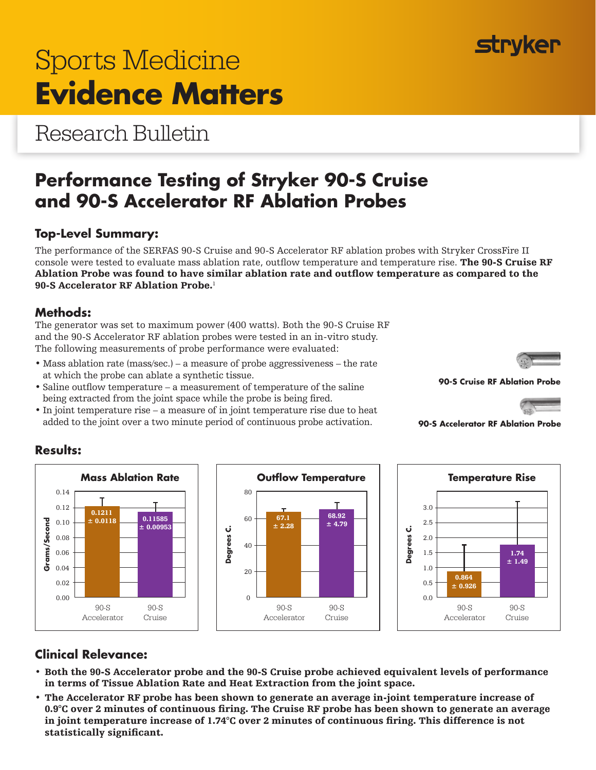stryker

# Sports Medicine
# **Evidence Matters**

## Research Bulletin

# Performance Testing of Stryker 90-S Cruise and 90-S Accelerator RF Ablation Probes

### Top-Level Summary:

The performance of the SERFAS 90-S Cruise and 90-S Accelerator RF ablation probes with Stryker CrossFire II console were tested to evaluate mass ablation rate, outflow temperature and temperature rise. **The 90-S Cruise RF Ablation Probe was found to have similar ablation rate and outflow temperature as compared to the 90-S Accelerator RF Ablation Probe.**[1]

### Methods:

The generator was set to maximum power (400 watts). Both the 90-S Cruise RF and the 90-S Accelerator RF ablation probes were tested in an in-vitro study. The following measurements of probe performance were evaluated:

- Mass ablation rate (mass/sec.) – a measure of probe aggressiveness – the rate at which the probe can ablate a synthetic tissue.
- Saline outflow temperature – a measurement of temperature of the saline being extracted from the joint space while the probe is being fired.
- In joint temperature rise – a measure of in joint temperature rise due to heat added to the joint over a two minute period of continuous probe activation.

**90-S Cruise RF Ablation Probe**

**90-S Accelerator RF Ablation Probe**

### Results:

**Mass Ablation Rate** (Grams/Second)

| | 90-S Accelerator | 90-S Cruise |
|---|---|---|
| Mass Ablation Rate | 0.1211 ± 0.0118 | 0.11585 ± 0.00953 |

**Outflow Temperature** (Degrees C.)

| | 90-S Accelerator | 90-S Cruise |
|---|---|---|
| Outflow Temperature | 67.1 ± 2.28 | 68.92 ± 4.79 |

**Temperature Rise** (Degrees C.)

| | 90-S Accelerator | 90-S Cruise |
|---|---|---|
| Temperature Rise | 0.864 ± 0.926 | 1.74 ± 1.49 |

### Clinical Relevance:

- **Both the 90-S Accelerator probe and the 90-S Cruise probe achieved equivalent levels of performance in terms of Tissue Ablation Rate and Heat Extraction from the joint space.**
- **The Accelerator RF probe has been shown to generate an average in-joint temperature increase of 0.9°C over 2 minutes of continuous firing. The Cruise RF probe has been shown to generate an average in joint temperature increase of 1.74°C over 2 minutes of continuous firing. This difference is not statistically significant.**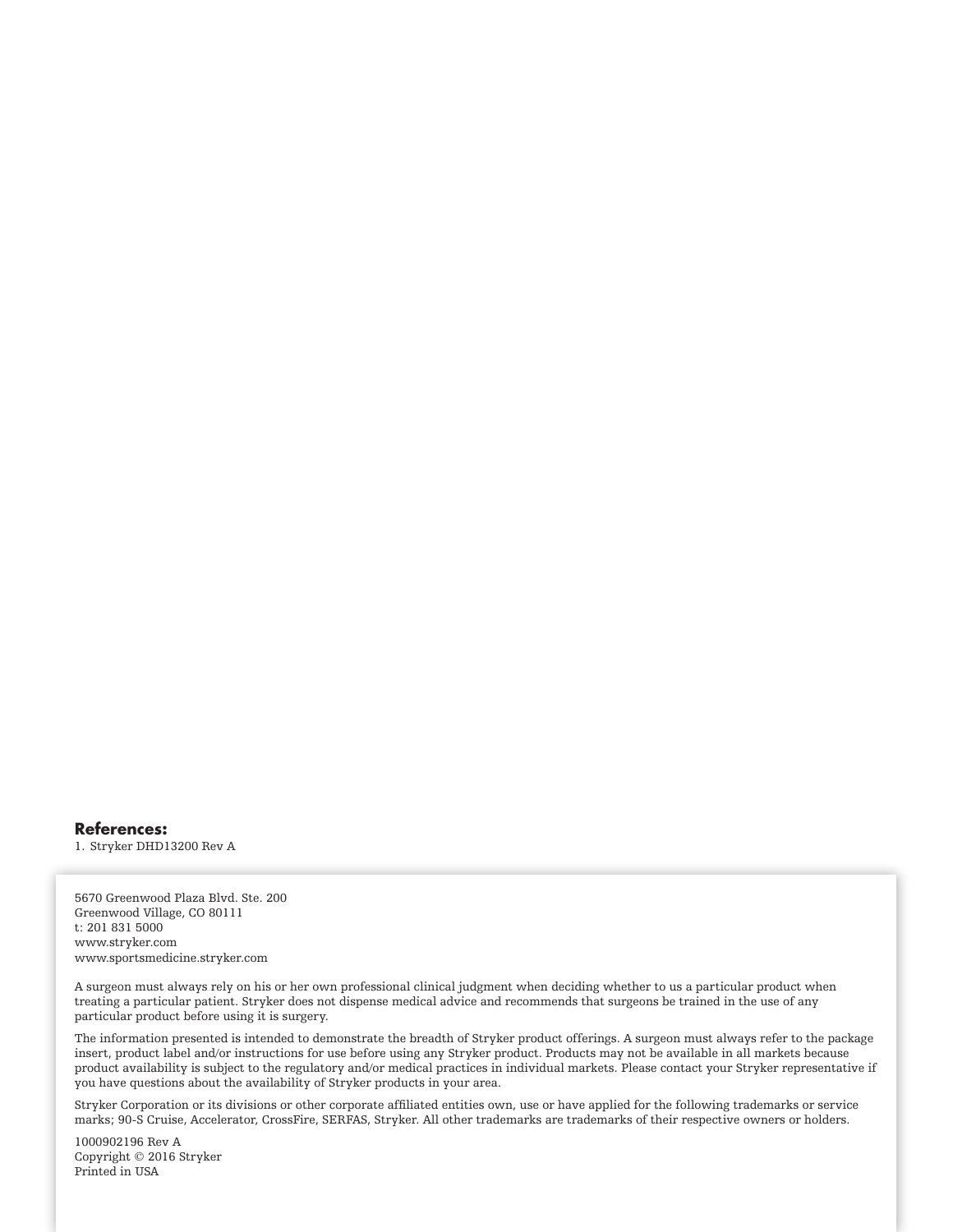**References:**

1. Stryker DHD13200 Rev A

5670 Greenwood Plaza Blvd. Ste. 200
Greenwood Village, CO 80111
t: 201 831 5000
www.stryker.com
www.sportsmedicine.stryker.com

A surgeon must always rely on his or her own professional clinical judgment when deciding whether to us a particular product when treating a particular patient. Stryker does not dispense medical advice and recommends that surgeons be trained in the use of any particular product before using it is surgery.

The information presented is intended to demonstrate the breadth of Stryker product offerings. A surgeon must always refer to the package insert, product label and/or instructions for use before using any Stryker product. Products may not be available in all markets because product availability is subject to the regulatory and/or medical practices in individual markets. Please contact your Stryker representative if you have questions about the availability of Stryker products in your area.

Stryker Corporation or its divisions or other corporate affiliated entities own, use or have applied for the following trademarks or service marks; 90-S Cruise, Accelerator, CrossFire, SERFAS, Stryker. All other trademarks are trademarks of their respective owners or holders.

1000902196 Rev A
Copyright © 2016 Stryker
Printed in USA